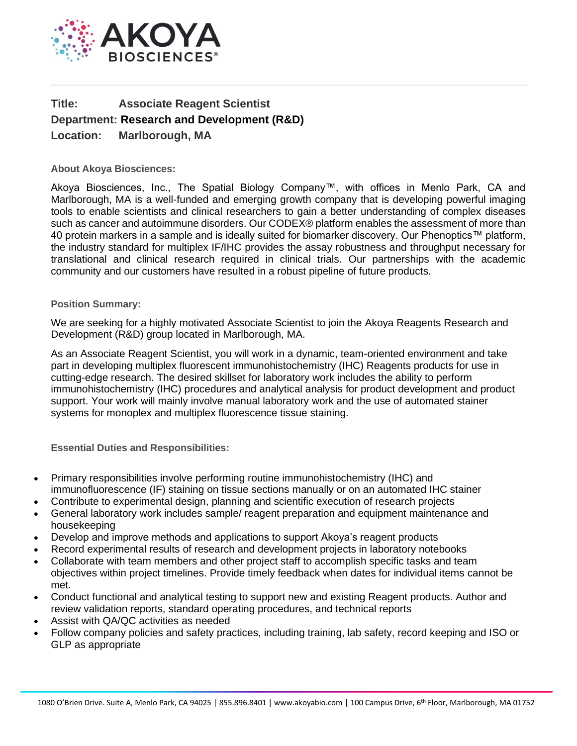**Title:** **Associate Reagent Scientist**
**Department:** **Research and Development (R&D)**
**Location:** **Marlborough, MA**

### About Akoya Biosciences:

Akoya Biosciences, Inc., The Spatial Biology Company™, with offices in Menlo Park, CA and Marlborough, MA is a well-funded and emerging growth company that is developing powerful imaging tools to enable scientists and clinical researchers to gain a better understanding of complex diseases such as cancer and autoimmune disorders. Our CODEX® platform enables the assessment of more than 40 protein markers in a sample and is ideally suited for biomarker discovery. Our Phenoptics™ platform, the industry standard for multiplex IF/IHC provides the assay robustness and throughput necessary for translational and clinical research required in clinical trials. Our partnerships with the academic community and our customers have resulted in a robust pipeline of future products.

### Position Summary:

We are seeking for a highly motivated Associate Scientist to join the Akoya Reagents Research and Development (R&D) group located in Marlborough, MA.

As an Associate Reagent Scientist, you will work in a dynamic, team-oriented environment and take part in developing multiplex fluorescent immunohistochemistry (IHC) Reagents products for use in cutting-edge research. The desired skillset for laboratory work includes the ability to perform immunohistochemistry (IHC) procedures and analytical analysis for product development and product support. Your work will mainly involve manual laboratory work and the use of automated stainer systems for monoplex and multiplex fluorescence tissue staining.

### Essential Duties and Responsibilities:

- Primary responsibilities involve performing routine immunohistochemistry (IHC) and immunofluorescence (IF) staining on tissue sections manually or on an automated IHC stainer
- Contribute to experimental design, planning and scientific execution of research projects
- General laboratory work includes sample/ reagent preparation and equipment maintenance and housekeeping
- Develop and improve methods and applications to support Akoya's reagent products
- Record experimental results of research and development projects in laboratory notebooks
- Collaborate with team members and other project staff to accomplish specific tasks and team objectives within project timelines. Provide timely feedback when dates for individual items cannot be met.
- Conduct functional and analytical testing to support new and existing Reagent products. Author and review validation reports, standard operating procedures, and technical reports
- Assist with QA/QC activities as needed
- Follow company policies and safety practices, including training, lab safety, record keeping and ISO or GLP as appropriate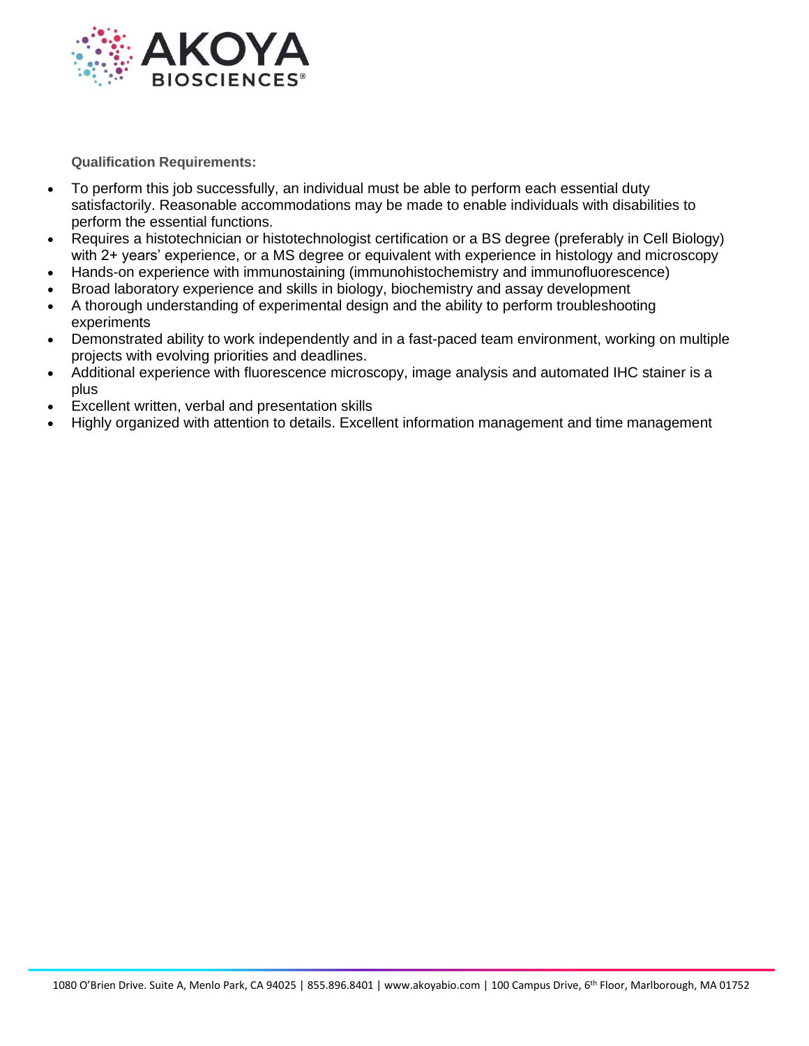**Qualification Requirements:**

- To perform this job successfully, an individual must be able to perform each essential duty satisfactorily. Reasonable accommodations may be made to enable individuals with disabilities to perform the essential functions.
- Requires a histotechnician or histotechnologist certification or a BS degree (preferably in Cell Biology) with 2+ years' experience, or a MS degree or equivalent with experience in histology and microscopy
- Hands-on experience with immunostaining (immunohistochemistry and immunofluorescence)
- Broad laboratory experience and skills in biology, biochemistry and assay development
- A thorough understanding of experimental design and the ability to perform troubleshooting experiments
- Demonstrated ability to work independently and in a fast-paced team environment, working on multiple projects with evolving priorities and deadlines.
- Additional experience with fluorescence microscopy, image analysis and automated IHC stainer is a plus
- Excellent written, verbal and presentation skills
- Highly organized with attention to details. Excellent information management and time management